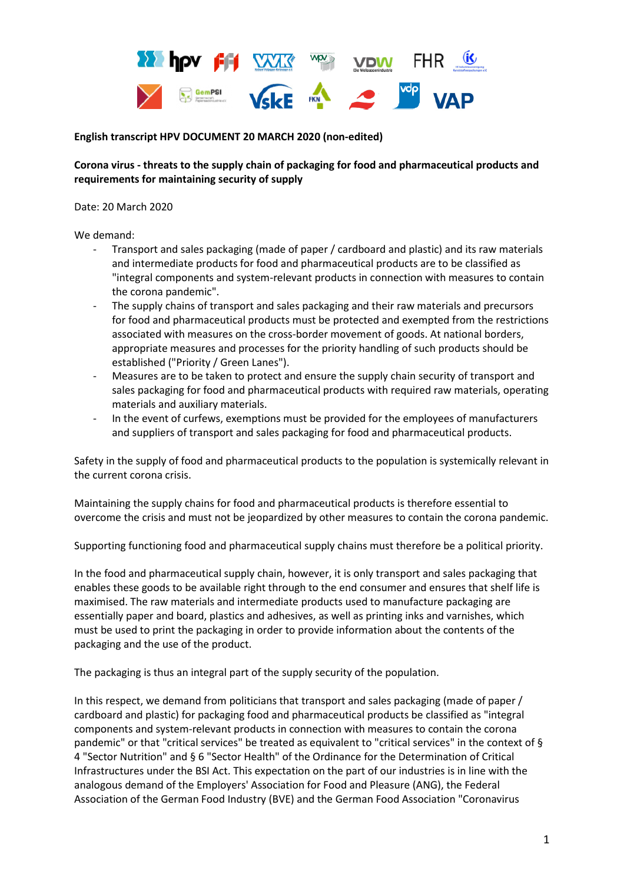**English transcript HPV DOCUMENT 20 MARCH 2020 (non-edited)**

**Corona virus - threats to the supply chain of packaging for food and pharmaceutical products and requirements for maintaining security of supply**

Date: 20 March 2020

We demand:

- Transport and sales packaging (made of paper / cardboard and plastic) and its raw materials and intermediate products for food and pharmaceutical products are to be classified as "integral components and system-relevant products in connection with measures to contain the corona pandemic".
- The supply chains of transport and sales packaging and their raw materials and precursors for food and pharmaceutical products must be protected and exempted from the restrictions associated with measures on the cross-border movement of goods. At national borders, appropriate measures and processes for the priority handling of such products should be established ("Priority / Green Lanes").
- Measures are to be taken to protect and ensure the supply chain security of transport and sales packaging for food and pharmaceutical products with required raw materials, operating materials and auxiliary materials.
- In the event of curfews, exemptions must be provided for the employees of manufacturers and suppliers of transport and sales packaging for food and pharmaceutical products.

Safety in the supply of food and pharmaceutical products to the population is systemically relevant in the current corona crisis.

Maintaining the supply chains for food and pharmaceutical products is therefore essential to overcome the crisis and must not be jeopardized by other measures to contain the corona pandemic.

Supporting functioning food and pharmaceutical supply chains must therefore be a political priority.

In the food and pharmaceutical supply chain, however, it is only transport and sales packaging that enables these goods to be available right through to the end consumer and ensures that shelf life is maximised. The raw materials and intermediate products used to manufacture packaging are essentially paper and board, plastics and adhesives, as well as printing inks and varnishes, which must be used to print the packaging in order to provide information about the contents of the packaging and the use of the product.

The packaging is thus an integral part of the supply security of the population.

In this respect, we demand from politicians that transport and sales packaging (made of paper / cardboard and plastic) for packaging food and pharmaceutical products be classified as "integral components and system-relevant products in connection with measures to contain the corona pandemic" or that "critical services" be treated as equivalent to "critical services" in the context of § 4 "Sector Nutrition" and § 6 "Sector Health" of the Ordinance for the Determination of Critical Infrastructures under the BSI Act. This expectation on the part of our industries is in line with the analogous demand of the Employers' Association for Food and Pleasure (ANG), the Federal Association of the German Food Industry (BVE) and the German Food Association "Coronavirus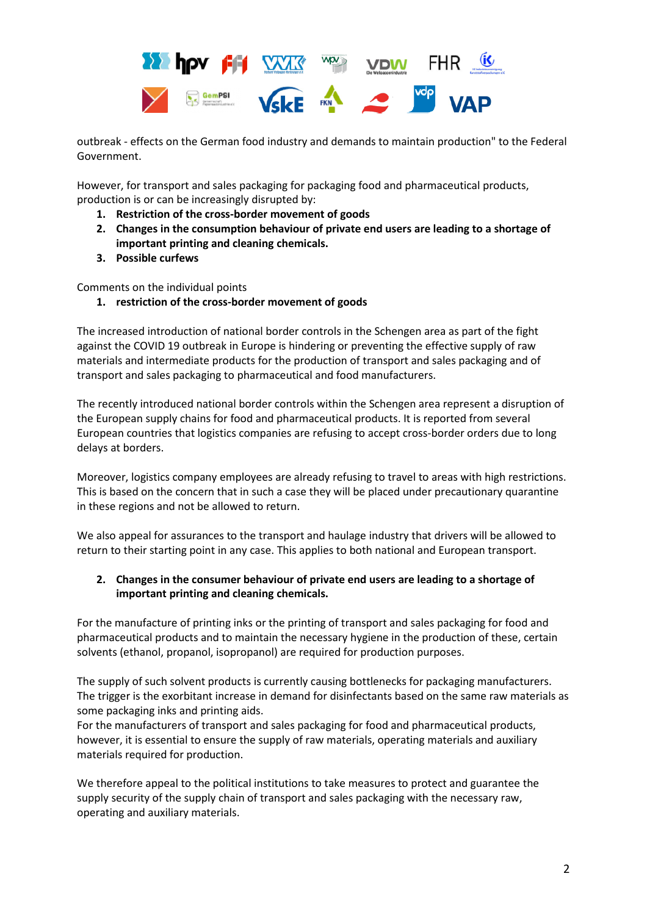outbreak - effects on the German food industry and demands to maintain production" to the Federal Government.

However, for transport and sales packaging for packaging food and pharmaceutical products, production is or can be increasingly disrupted by:

1. **Restriction of the cross-border movement of goods**
2. **Changes in the consumption behaviour of private end users are leading to a shortage of important printing and cleaning chemicals.**
3. **Possible curfews**

Comments on the individual points

1. **restriction of the cross-border movement of goods**

The increased introduction of national border controls in the Schengen area as part of the fight against the COVID 19 outbreak in Europe is hindering or preventing the effective supply of raw materials and intermediate products for the production of transport and sales packaging and of transport and sales packaging to pharmaceutical and food manufacturers.

The recently introduced national border controls within the Schengen area represent a disruption of the European supply chains for food and pharmaceutical products. It is reported from several European countries that logistics companies are refusing to accept cross-border orders due to long delays at borders.

Moreover, logistics company employees are already refusing to travel to areas with high restrictions. This is based on the concern that in such a case they will be placed under precautionary quarantine in these regions and not be allowed to return.

We also appeal for assurances to the transport and haulage industry that drivers will be allowed to return to their starting point in any case. This applies to both national and European transport.

2. **Changes in the consumer behaviour of private end users are leading to a shortage of important printing and cleaning chemicals.**

For the manufacture of printing inks or the printing of transport and sales packaging for food and pharmaceutical products and to maintain the necessary hygiene in the production of these, certain solvents (ethanol, propanol, isopropanol) are required for production purposes.

The supply of such solvent products is currently causing bottlenecks for packaging manufacturers. The trigger is the exorbitant increase in demand for disinfectants based on the same raw materials as some packaging inks and printing aids.
For the manufacturers of transport and sales packaging for food and pharmaceutical products, however, it is essential to ensure the supply of raw materials, operating materials and auxiliary materials required for production.

We therefore appeal to the political institutions to take measures to protect and guarantee the supply security of the supply chain of transport and sales packaging with the necessary raw, operating and auxiliary materials.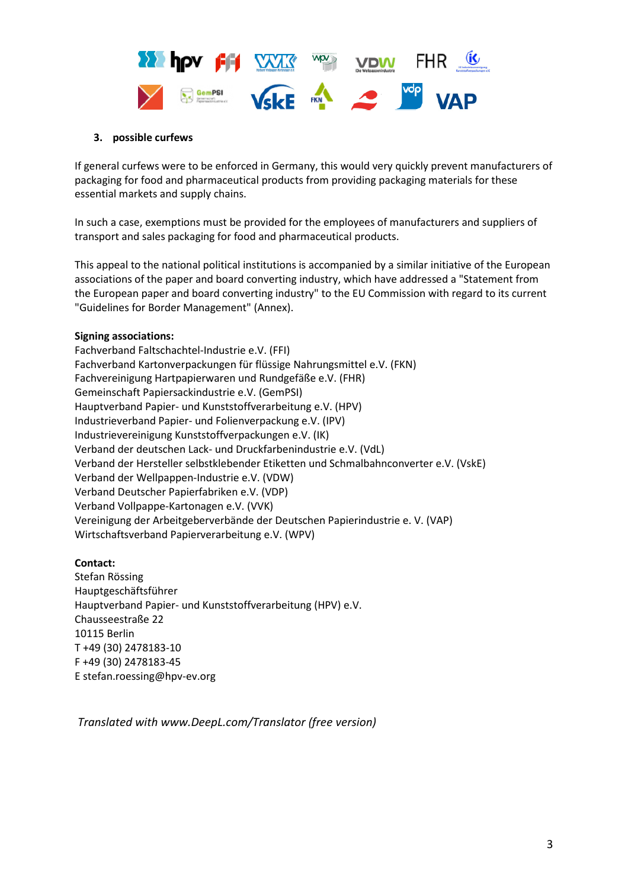### 3. possible curfews

If general curfews were to be enforced in Germany, this would very quickly prevent manufacturers of packaging for food and pharmaceutical products from providing packaging materials for these essential markets and supply chains.

In such a case, exemptions must be provided for the employees of manufacturers and suppliers of transport and sales packaging for food and pharmaceutical products.

This appeal to the national political institutions is accompanied by a similar initiative of the European associations of the paper and board converting industry, which have addressed a "Statement from the European paper and board converting industry" to the EU Commission with regard to its current "Guidelines for Border Management" (Annex).

**Signing associations:**
Fachverband Faltschachtel-Industrie e.V. (FFI)
Fachverband Kartonverpackungen für flüssige Nahrungsmittel e.V. (FKN)
Fachvereinigung Hartpapierwaren und Rundgefäße e.V. (FHR)
Gemeinschaft Papiersackindustrie e.V. (GemPSI)
Hauptverband Papier- und Kunststoffverarbeitung e.V. (HPV)
Industrieverband Papier- und Folienverpackung e.V. (IPV)
Industrievereinigung Kunststoffverpackungen e.V. (IK)
Verband der deutschen Lack- und Druckfarbenindustrie e.V. (VdL)
Verband der Hersteller selbstklebender Etiketten und Schmalbahnconverter e.V. (VskE)
Verband der Wellpappen-Industrie e.V. (VDW)
Verband Deutscher Papierfabriken e.V. (VDP)
Verband Vollpappe-Kartonagen e.V. (VVK)
Vereinigung der Arbeitgeberverbände der Deutschen Papierindustrie e. V. (VAP)
Wirtschaftsverband Papierverarbeitung e.V. (WPV)

**Contact:**
Stefan Rössing
Hauptgeschäftsführer
Hauptverband Papier- und Kunststoffverarbeitung (HPV) e.V.
Chausseestraße 22
10115 Berlin
T +49 (30) 2478183-10
F +49 (30) 2478183-45
E stefan.roessing@hpv-ev.org

*Translated with www.DeepL.com/Translator (free version)*